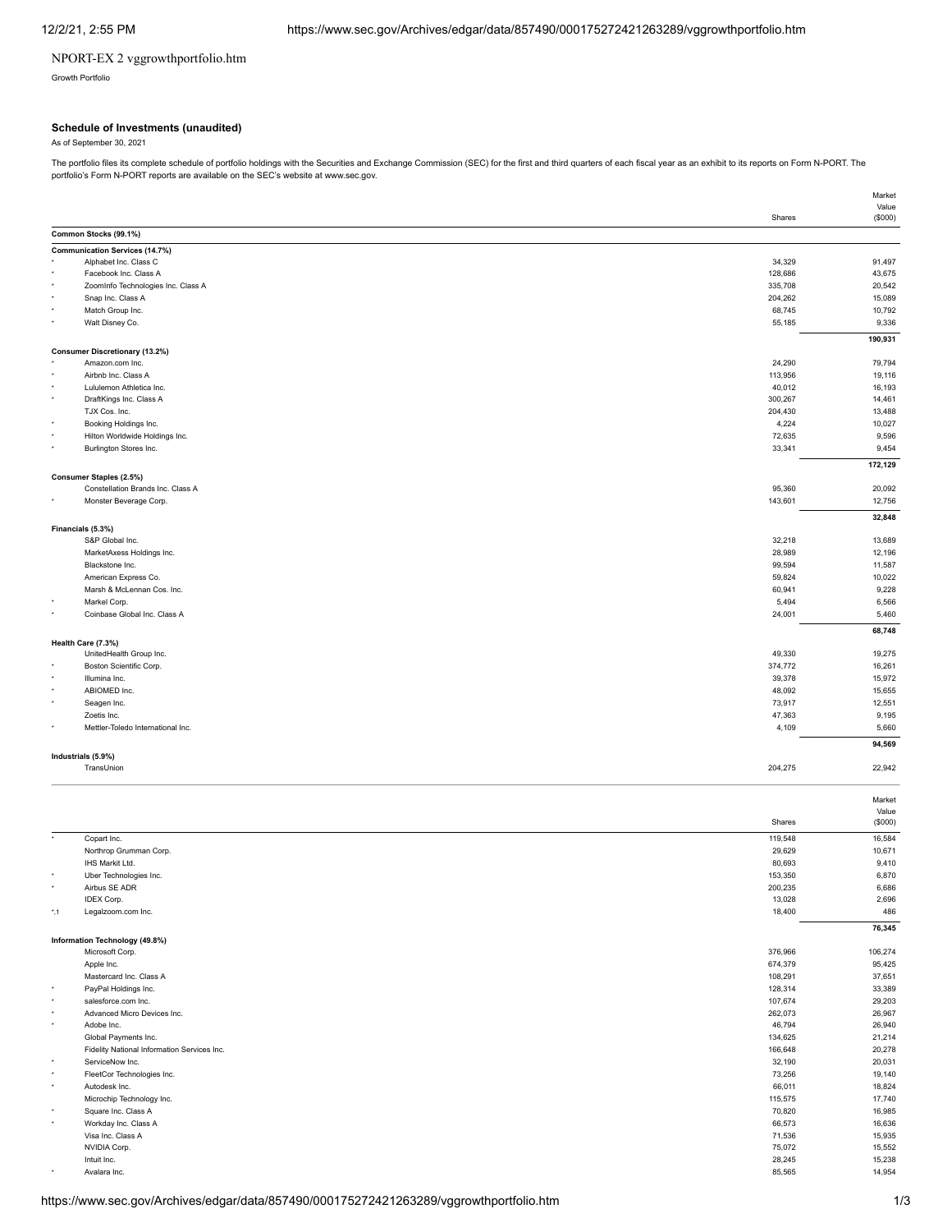NPORT-EX 2 vggrowthportfolio.htm

Growth Portfolio

### Schedule of Investments (unaudited)

As of September 30, 2021

The portfolio files its complete schedule of portfolio holdings with the Securities and Exchange Commission (SEC) for the first and third quarters of each fiscal year as an exhibit to its reports on Form N-PORT. The portfolio's Form N-PORT reports are available on the SEC's website at www.sec.gov.

| | | Shares | Market Value ($000) |
|---|---|---|---|
| **Common Stocks (99.1%)** | | | |
| **Communication Services (14.7%)** | | | |
| * | Alphabet Inc. Class C | 34,329 | 91,497 |
| * | Facebook Inc. Class A | 128,686 | 43,675 |
| * | ZoomInfo Technologies Inc. Class A | 335,708 | 20,542 |
| * | Snap Inc. Class A | 204,262 | 15,089 |
| * | Match Group Inc. | 68,745 | 10,792 |
| * | Walt Disney Co. | 55,185 | 9,336 |
| | | | **190,931** |
| **Consumer Discretionary (13.2%)** | | | |
| * | Amazon.com Inc. | 24,290 | 79,794 |
| * | Airbnb Inc. Class A | 113,956 | 19,116 |
| * | Lululemon Athletica Inc. | 40,012 | 16,193 |
| * | DraftKings Inc. Class A | 300,267 | 14,461 |
| | TJX Cos. Inc. | 204,430 | 13,488 |
| * | Booking Holdings Inc. | 4,224 | 10,027 |
| * | Hilton Worldwide Holdings Inc. | 72,635 | 9,596 |
| * | Burlington Stores Inc. | 33,341 | 9,454 |
| | | | **172,129** |
| **Consumer Staples (2.5%)** | | | |
| | Constellation Brands Inc. Class A | 95,360 | 20,092 |
| * | Monster Beverage Corp. | 143,601 | 12,756 |
| | | | **32,848** |
| **Financials (5.3%)** | | | |
| | S&P Global Inc. | 32,218 | 13,689 |
| | MarketAxess Holdings Inc. | 28,989 | 12,196 |
| | Blackstone Inc. | 99,594 | 11,587 |
| | American Express Co. | 59,824 | 10,022 |
| | Marsh & McLennan Cos. Inc. | 60,941 | 9,228 |
| * | Markel Corp. | 5,494 | 6,566 |
| * | Coinbase Global Inc. Class A | 24,001 | 5,460 |
| | | | **68,748** |
| **Health Care (7.3%)** | | | |
| | UnitedHealth Group Inc. | 49,330 | 19,275 |
| * | Boston Scientific Corp. | 374,772 | 16,261 |
| * | Illumina Inc. | 39,378 | 15,972 |
| * | ABIOMED Inc. | 48,092 | 15,655 |
| * | Seagen Inc. | 73,917 | 12,551 |
| | Zoetis Inc. | 47,363 | 9,195 |
| * | Mettler-Toledo International Inc. | 4,109 | 5,660 |
| | | | **94,569** |
| **Industrials (5.9%)** | | | |
| | TransUnion | 204,275 | 22,942 |
| * | Copart Inc. | 119,548 | 16,584 |
| | Northrop Grumman Corp. | 29,629 | 10,671 |
| | IHS Markit Ltd. | 80,693 | 9,410 |
| * | Uber Technologies Inc. | 153,350 | 6,870 |
| * | Airbus SE ADR | 200,235 | 6,686 |
| | IDEX Corp. | 13,028 | 2,696 |
| *,1 | Legalzoom.com Inc. | 18,400 | 486 |
| | | | **76,345** |
| **Information Technology (49.8%)** | | | |
| | Microsoft Corp. | 376,966 | 106,274 |
| | Apple Inc. | 674,379 | 95,425 |
| | Mastercard Inc. Class A | 108,291 | 37,651 |
| * | PayPal Holdings Inc. | 128,314 | 33,389 |
| * | salesforce.com Inc. | 107,674 | 29,203 |
| * | Advanced Micro Devices Inc. | 262,073 | 26,967 |
| * | Adobe Inc. | 46,794 | 26,940 |
| | Global Payments Inc. | 134,625 | 21,214 |
| | Fidelity National Information Services Inc. | 166,648 | 20,278 |
| * | ServiceNow Inc. | 32,190 | 20,031 |
| * | FleetCor Technologies Inc. | 73,256 | 19,140 |
| * | Autodesk Inc. | 66,011 | 18,824 |
| | Microchip Technology Inc. | 115,575 | 17,740 |
| * | Square Inc. Class A | 70,820 | 16,985 |
| * | Workday Inc. Class A | 66,573 | 16,636 |
| | Visa Inc. Class A | 71,536 | 15,935 |
| | NVIDIA Corp. | 75,072 | 15,552 |
| | Intuit Inc. | 28,245 | 15,238 |
| * | Avalara Inc. | 85,565 | 14,954 |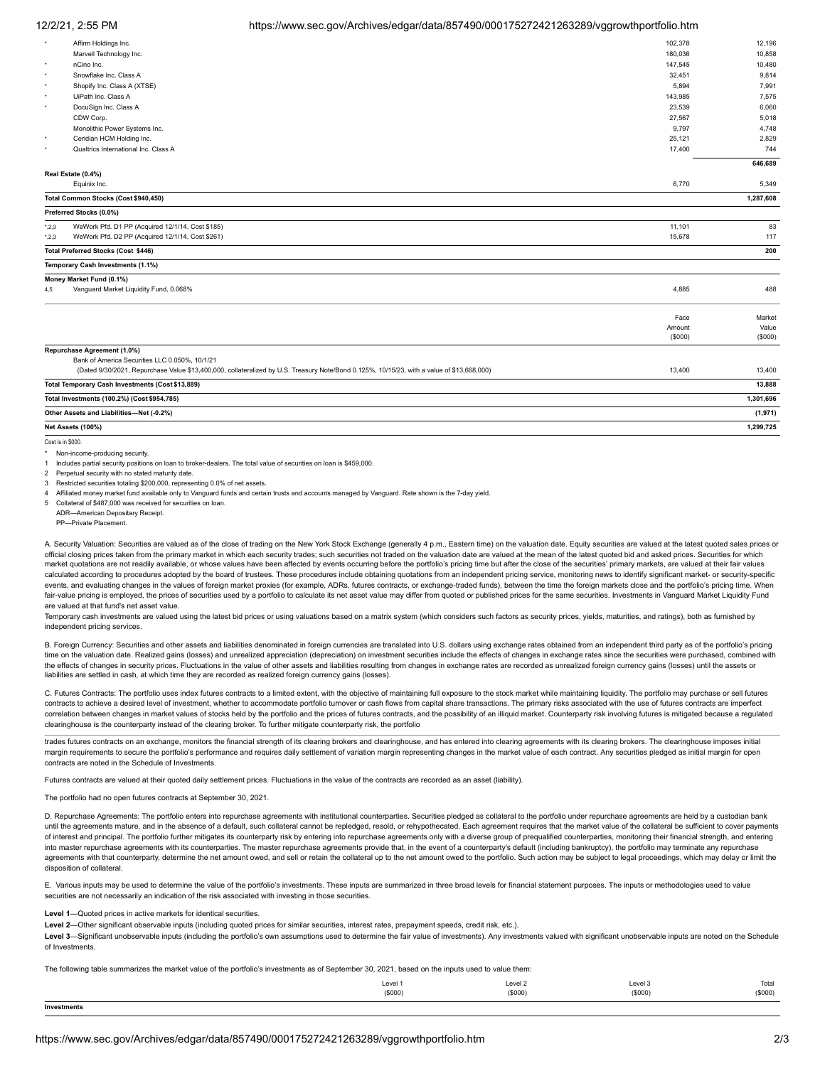| | | Shares | Market Value ($000) |
|---|---|---|---|
| * | Affirm Holdings Inc. | 102,378 | 12,196 |
| | Marvell Technology Inc. | 180,036 | 10,858 |
| * | nCino Inc. | 147,545 | 10,480 |
| * | Snowflake Inc. Class A | 32,451 | 9,814 |
| * | Shopify Inc. Class A (XTSE) | 5,894 | 7,991 |
| * | UiPath Inc. Class A | 143,985 | 7,575 |
| * | DocuSign Inc. Class A | 23,539 | 6,060 |
| | CDW Corp. | 27,567 | 5,018 |
| | Monolithic Power Systems Inc. | 9,797 | 4,748 |
| * | Ceridian HCM Holding Inc. | 25,121 | 2,829 |
| * | Qualtrics International Inc. Class A | 17,400 | 744 |
| | | | 646,689 |
| **Real Estate (0.4%)** | | | |
| | Equinix Inc. | 6,770 | 5,349 |
| **Total Common Stocks (Cost $940,450)** | | | **1,287,608** |
| **Preferred Stocks (0.0%)** | | | |
| *,2,3 | WeWork Pfd. D1 PP (Acquired 12/1/14, Cost $185) | 11,101 | 83 |
| *,2,3 | WeWork Pfd. D2 PP (Acquired 12/1/14, Cost $261) | 15,678 | 117 |
| **Total Preferred Stocks (Cost $446)** | | | **200** |
| **Temporary Cash Investments (1.1%)** | | | |
| **Money Market Fund (0.1%)** | | | |
| 4,5 | Vanguard Market Liquidity Fund, 0.068% | 4,885 | 488 |

| | Face Amount ($000) | Market Value ($000) |
|---|---|---|
| **Repurchase Agreement (1.0%)** | | |
| Bank of America Securities LLC 0.050%, 10/1/21 (Dated 9/30/2021, Repurchase Value $13,400,000, collateralized by U.S. Treasury Note/Bond 0.125%, 10/15/23, with a value of $13,668,000) | 13,400 | 13,400 |
| **Total Temporary Cash Investments (Cost $13,889)** | | **13,888** |
| **Total Investments (100.2%) (Cost $954,785)** | | **1,301,696** |
| **Other Assets and Liabilities—Net (-0.2%)** | | **(1,971)** |
| **Net Assets (100%)** | | **1,299,725** |

Cost is in $000.

\* Non-income-producing security.

1 Includes partial security positions on loan to broker-dealers. The total value of securities on loan is $459,000.

2 Perpetual security with no stated maturity date.

3 Restricted securities totaling $200,000, representing 0.0% of net assets.

4 Affiliated money market fund available only to Vanguard funds and certain trusts and accounts managed by Vanguard. Rate shown is the 7-day yield.

5 Collateral of $487,000 was received for securities on loan.

ADR—American Depositary Receipt.

PP—Private Placement.

A. Security Valuation: Securities are valued as of the close of trading on the New York Stock Exchange (generally 4 p.m., Eastern time) on the valuation date. Equity securities are valued at the latest quoted sales prices or official closing prices taken from the primary market in which each security trades; such securities not traded on the valuation date are valued at the mean of the latest quoted bid and asked prices. Securities for which market quotations are not readily available, or whose values have been affected by events occurring before the portfolio's pricing time but after the close of the securities' primary markets, are valued at their fair values calculated according to procedures adopted by the board of trustees. These procedures include obtaining quotations from an independent pricing service, monitoring news to identify significant market- or security-specific events, and evaluating changes in the values of foreign market proxies (for example, ADRs, futures contracts, or exchange-traded funds), between the time the foreign markets close and the portfolio's pricing time. When fair-value pricing is employed, the prices of securities used by a portfolio to calculate its net asset value may differ from quoted or published prices for the same securities. Investments in Vanguard Market Liquidity Fund are valued at that fund's net asset value.

Temporary cash investments are valued using the latest bid prices or using valuations based on a matrix system (which considers such factors as security prices, yields, maturities, and ratings), both as furnished by independent pricing services.

B. Foreign Currency: Securities and other assets and liabilities denominated in foreign currencies are translated into U.S. dollars using exchange rates obtained from an independent third party as of the portfolio's pricing time on the valuation date. Realized gains (losses) and unrealized appreciation (depreciation) on investment securities include the effects of changes in exchange rates since the securities were purchased, combined with the effects of changes in security prices. Fluctuations in the value of other assets and liabilities resulting from changes in exchange rates are recorded as unrealized foreign currency gains (losses) until the assets or liabilities are settled in cash, at which time they are recorded as realized foreign currency gains (losses).

C. Futures Contracts: The portfolio uses index futures contracts to a limited extent, with the objective of maintaining full exposure to the stock market while maintaining liquidity. The portfolio may purchase or sell futures contracts to achieve a desired level of investment, whether to accommodate portfolio turnover or cash flows from capital share transactions. The primary risks associated with the use of futures contracts are imperfect correlation between changes in market values of stocks held by the portfolio and the prices of futures contracts, and the possibility of an illiquid market. Counterparty risk involving futures is mitigated because a regulated clearinghouse is the counterparty instead of the clearing broker. To further mitigate counterparty risk, the portfolio trades futures contracts on an exchange, monitors the financial strength of its clearing brokers and clearinghouse, and has entered into clearing agreements with its clearing brokers. The clearinghouse imposes initial margin requirements to secure the portfolio's performance and requires daily settlement of variation margin representing changes in the market value of each contract. Any securities pledged as initial margin for open contracts are noted in the Schedule of Investments.

Futures contracts are valued at their quoted daily settlement prices. Fluctuations in the value of the contracts are recorded as an asset (liability).

The portfolio had no open futures contracts at September 30, 2021.

D. Repurchase Agreements: The portfolio enters into repurchase agreements with institutional counterparties. Securities pledged as collateral to the portfolio under repurchase agreements are held by a custodian bank until the agreements mature, and in the absence of a default, such collateral cannot be repledged, resold, or rehypothecated. Each agreement requires that the market value of the collateral be sufficient to cover payments of interest and principal. The portfolio further mitigates its counterparty risk by entering into repurchase agreements only with a diverse group of prequalified counterparties, monitoring their financial strength, and entering into master repurchase agreements with its counterparties. The master repurchase agreements provide that, in the event of a counterparty's default (including bankruptcy), the portfolio may terminate any repurchase agreements with that counterparty, determine the net amount owed, and sell or retain the collateral up to the net amount owed to the portfolio. Such action may be subject to legal proceedings, which may delay or limit the disposition of collateral.

E. Various inputs may be used to determine the value of the portfolio's investments. These inputs are summarized in three broad levels for financial statement purposes. The inputs or methodologies used to value securities are not necessarily an indication of the risk associated with investing in those securities.

**Level 1**—Quoted prices in active markets for identical securities.

**Level 2**—Other significant observable inputs (including quoted prices for similar securities, interest rates, prepayment speeds, credit risk, etc.).

**Level 3**—Significant unobservable inputs (including the portfolio's own assumptions used to determine the fair value of investments). Any investments valued with significant unobservable inputs are noted on the Schedule of Investments.

The following table summarizes the market value of the portfolio's investments as of September 30, 2021, based on the inputs used to value them:

| | Level 1 ($000) | Level 2 ($000) | Level 3 ($000) | Total ($000) |
|---|---|---|---|---|
| **Investments** | | | | |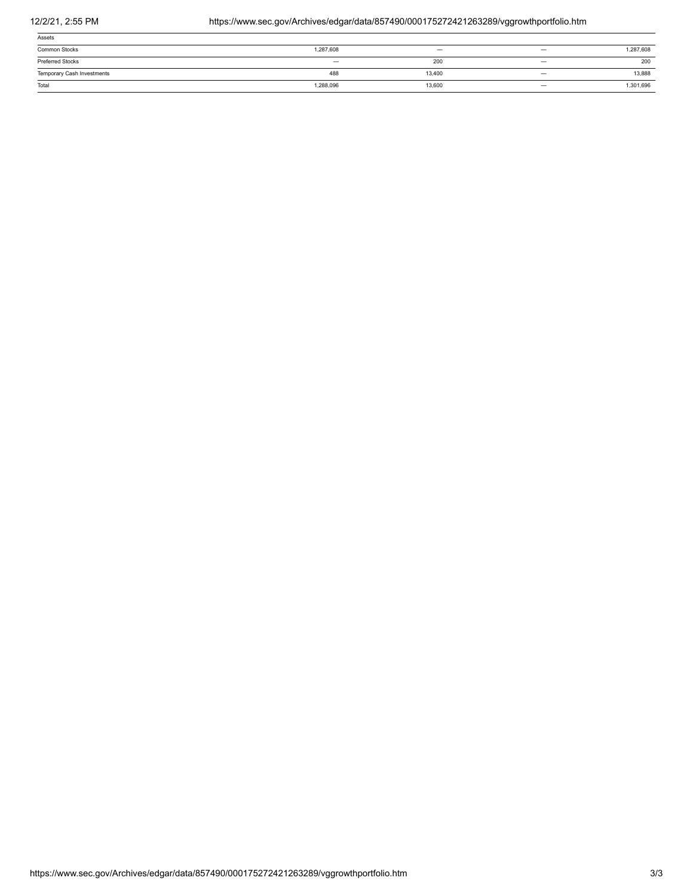| | | | | |
|---|---|---|---|---|
| Assets | | | | |
| Common Stocks | 1,287,608 | — | — | 1,287,608 |
| Preferred Stocks | — | 200 | — | 200 |
| Temporary Cash Investments | 488 | 13,400 | — | 13,888 |
| Total | 1,288,096 | 13,600 | — | 1,301,696 |